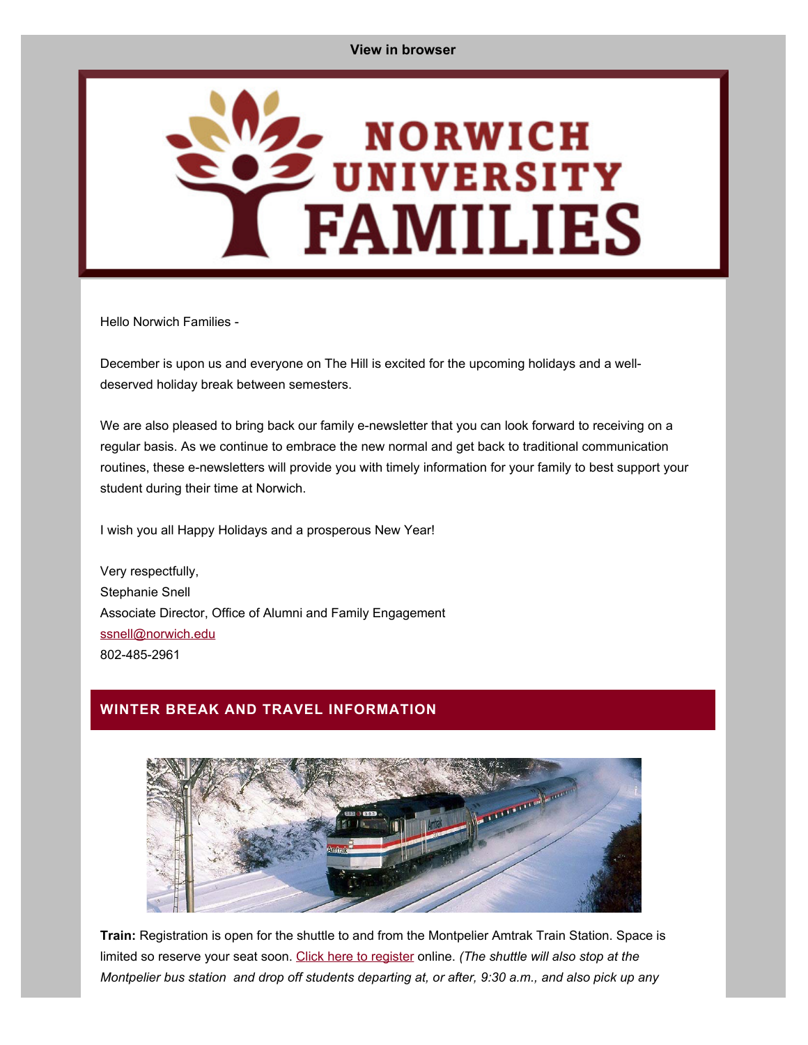**View in browser**

Hello Norwich Families -

December is upon us and everyone on The Hill is excited for the upcoming holidays and a well-deserved holiday break between semesters.

We are also pleased to bring back our family e-newsletter that you can look forward to receiving on a regular basis. As we continue to embrace the new normal and get back to traditional communication routines, these e-newsletters will provide you with timely information for your family to best support your student during their time at Norwich.

I wish you all Happy Holidays and a prosperous New Year!

Very respectfully,
Stephanie Snell
Associate Director, Office of Alumni and Family Engagement
ssnell@norwich.edu
802-485-2961

## WINTER BREAK AND TRAVEL INFORMATION

**Train:** Registration is open for the shuttle to and from the Montpelier Amtrak Train Station. Space is limited so reserve your seat soon. Click here to register online. *(The shuttle will also stop at the Montpelier bus station and drop off students departing at, or after, 9:30 a.m., and also pick up any*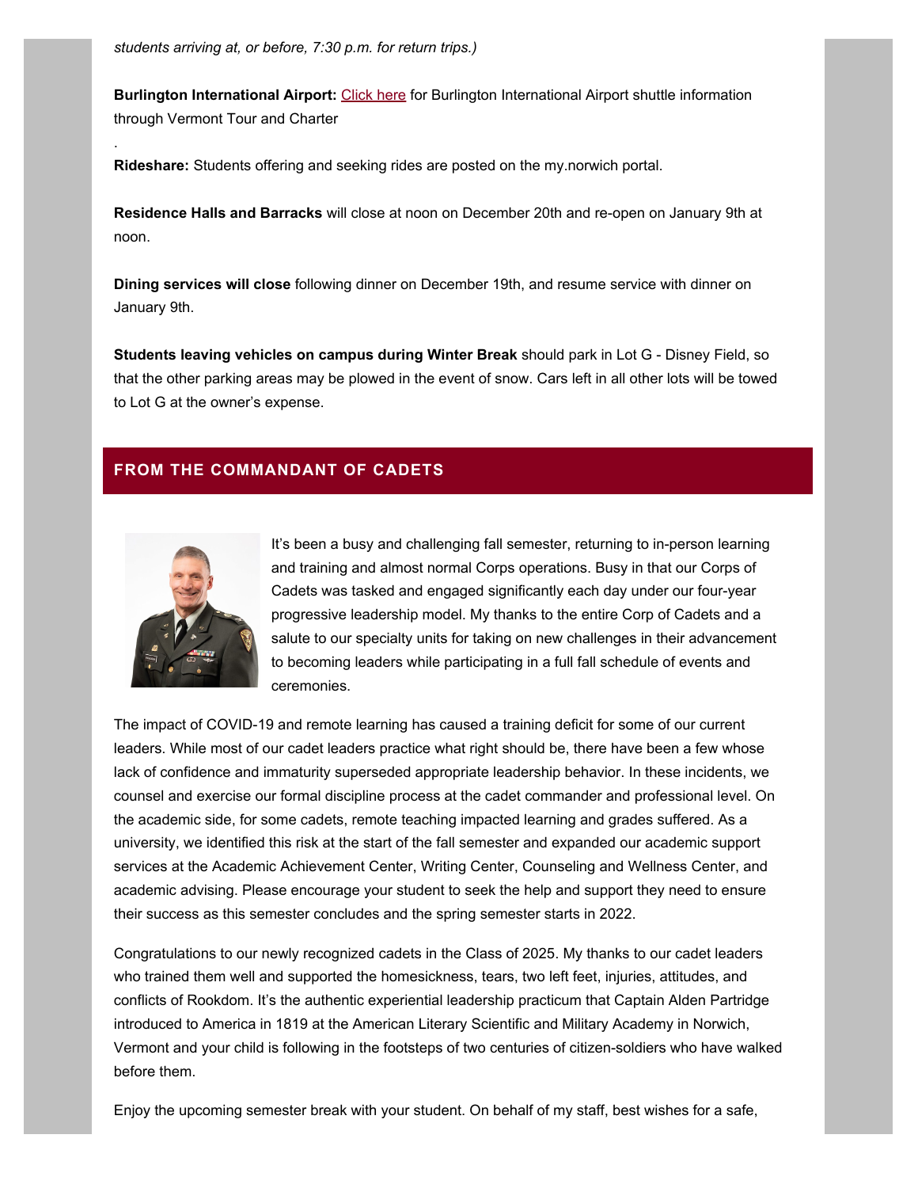*students arriving at, or before, 7:30 p.m. for return trips.)*

**Burlington International Airport:** Click here for Burlington International Airport shuttle information through Vermont Tour and Charter

.

**Rideshare:** Students offering and seeking rides are posted on the my.norwich portal.

**Residence Halls and Barracks** will close at noon on December 20th and re-open on January 9th at noon.

**Dining services will close** following dinner on December 19th, and resume service with dinner on January 9th.

**Students leaving vehicles on campus during Winter Break** should park in Lot G - Disney Field, so that the other parking areas may be plowed in the event of snow. Cars left in all other lots will be towed to Lot G at the owner's expense.

## FROM THE COMMANDANT OF CADETS

It's been a busy and challenging fall semester, returning to in-person learning and training and almost normal Corps operations. Busy in that our Corps of Cadets was tasked and engaged significantly each day under our four-year progressive leadership model. My thanks to the entire Corp of Cadets and a salute to our specialty units for taking on new challenges in their advancement to becoming leaders while participating in a full fall schedule of events and ceremonies.

The impact of COVID-19 and remote learning has caused a training deficit for some of our current leaders. While most of our cadet leaders practice what right should be, there have been a few whose lack of confidence and immaturity superseded appropriate leadership behavior. In these incidents, we counsel and exercise our formal discipline process at the cadet commander and professional level. On the academic side, for some cadets, remote teaching impacted learning and grades suffered. As a university, we identified this risk at the start of the fall semester and expanded our academic support services at the Academic Achievement Center, Writing Center, Counseling and Wellness Center, and academic advising. Please encourage your student to seek the help and support they need to ensure their success as this semester concludes and the spring semester starts in 2022.

Congratulations to our newly recognized cadets in the Class of 2025. My thanks to our cadet leaders who trained them well and supported the homesickness, tears, two left feet, injuries, attitudes, and conflicts of Rookdom. It's the authentic experiential leadership practicum that Captain Alden Partridge introduced to America in 1819 at the American Literary Scientific and Military Academy in Norwich, Vermont and your child is following in the footsteps of two centuries of citizen-soldiers who have walked before them.

Enjoy the upcoming semester break with your student. On behalf of my staff, best wishes for a safe,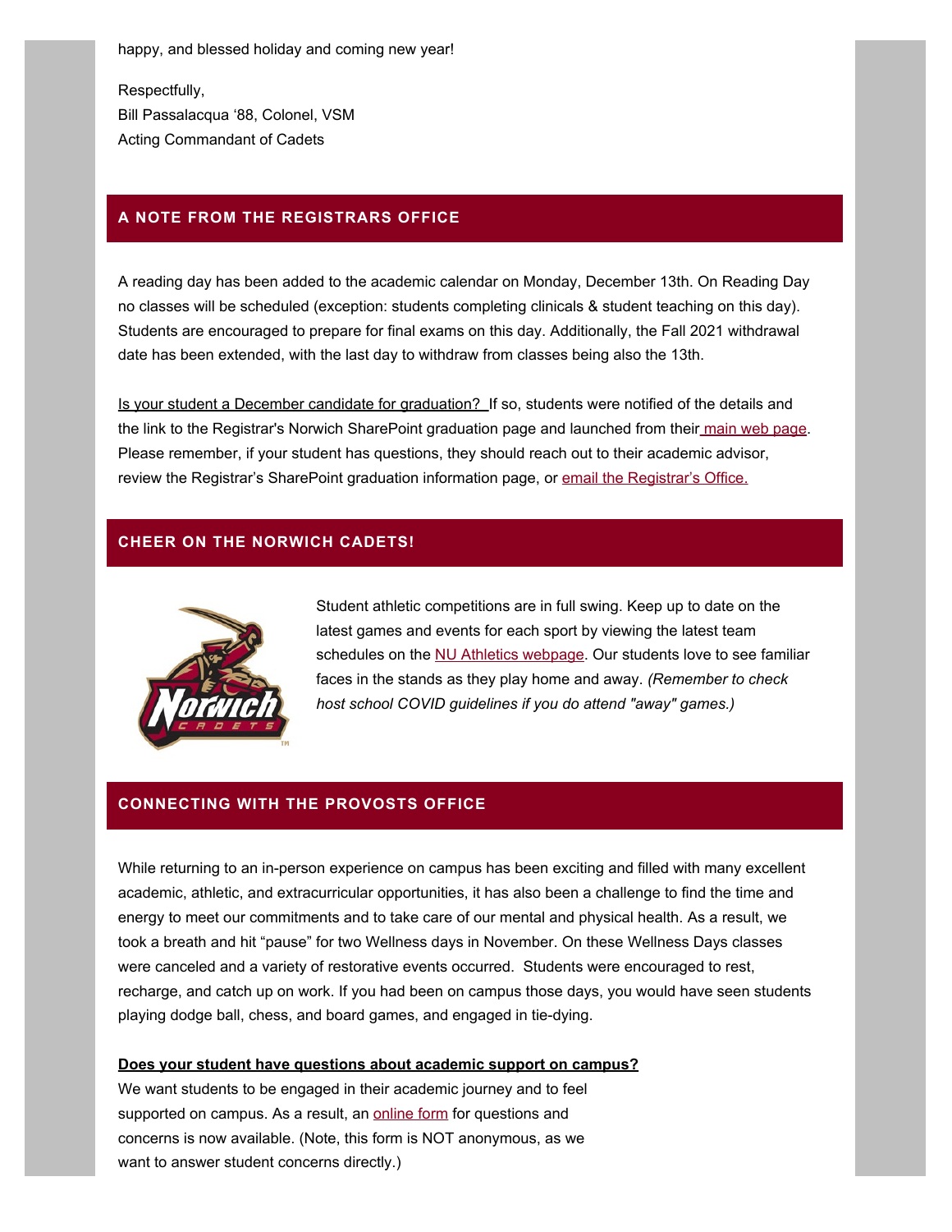happy, and blessed holiday and coming new year!

Respectfully,
Bill Passalacqua '88, Colonel, VSM
Acting Commandant of Cadets

## A NOTE FROM THE REGISTRARS OFFICE

A reading day has been added to the academic calendar on Monday, December 13th. On Reading Day no classes will be scheduled (exception: students completing clinicals & student teaching on this day). Students are encouraged to prepare for final exams on this day. Additionally, the Fall 2021 withdrawal date has been extended, with the last day to withdraw from classes being also the 13th.

Is your student a December candidate for graduation? If so, students were notified of the details and the link to the Registrar's Norwich SharePoint graduation page and launched from their main web page. Please remember, if your student has questions, they should reach out to their academic advisor, review the Registrar's SharePoint graduation information page, or email the Registrar's Office.

## CHEER ON THE NORWICH CADETS!

Student athletic competitions are in full swing. Keep up to date on the latest games and events for each sport by viewing the latest team schedules on the NU Athletics webpage. Our students love to see familiar faces in the stands as they play home and away. *(Remember to check host school COVID guidelines if you do attend "away" games.)*

## CONNECTING WITH THE PROVOSTS OFFICE

While returning to an in-person experience on campus has been exciting and filled with many excellent academic, athletic, and extracurricular opportunities, it has also been a challenge to find the time and energy to meet our commitments and to take care of our mental and physical health. As a result, we took a breath and hit "pause" for two Wellness days in November. On these Wellness Days classes were canceled and a variety of restorative events occurred. Students were encouraged to rest, recharge, and catch up on work. If you had been on campus those days, you would have seen students playing dodge ball, chess, and board games, and engaged in tie-dying.

**Does your student have questions about academic support on campus?**

We want students to be engaged in their academic journey and to feel supported on campus. As a result, an online form for questions and concerns is now available. (Note, this form is NOT anonymous, as we want to answer student concerns directly.)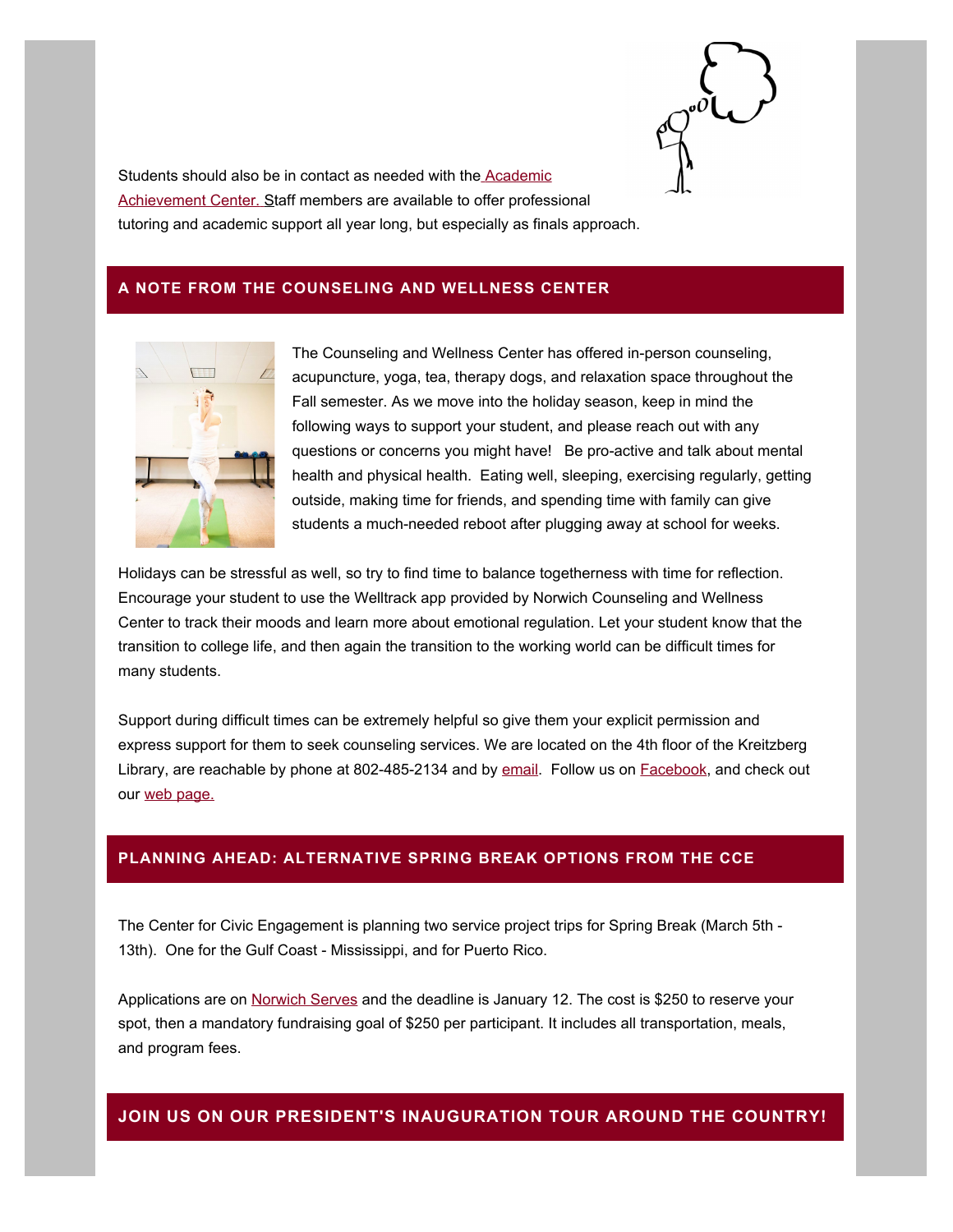Students should also be in contact as needed with the Academic Achievement Center. Staff members are available to offer professional tutoring and academic support all year long, but especially as finals approach.

## A NOTE FROM THE COUNSELING AND WELLNESS CENTER

The Counseling and Wellness Center has offered in-person counseling, acupuncture, yoga, tea, therapy dogs, and relaxation space throughout the Fall semester. As we move into the holiday season, keep in mind the following ways to support your student, and please reach out with any questions or concerns you might have!  Be pro-active and talk about mental health and physical health. Eating well, sleeping, exercising regularly, getting outside, making time for friends, and spending time with family can give students a much-needed reboot after plugging away at school for weeks.

Holidays can be stressful as well, so try to find time to balance togetherness with time for reflection. Encourage your student to use the Welltrack app provided by Norwich Counseling and Wellness Center to track their moods and learn more about emotional regulation. Let your student know that the transition to college life, and then again the transition to the working world can be difficult times for many students.

Support during difficult times can be extremely helpful so give them your explicit permission and express support for them to seek counseling services. We are located on the 4th floor of the Kreitzberg Library, are reachable by phone at 802-485-2134 and by email. Follow us on Facebook, and check out our web page.

## PLANNING AHEAD: ALTERNATIVE SPRING BREAK OPTIONS FROM THE CCE

The Center for Civic Engagement is planning two service project trips for Spring Break (March 5th - 13th). One for the Gulf Coast - Mississippi, and for Puerto Rico.

Applications are on Norwich Serves and the deadline is January 12. The cost is $250 to reserve your spot, then a mandatory fundraising goal of $250 per participant. It includes all transportation, meals, and program fees.

## JOIN US ON OUR PRESIDENT'S INAUGURATION TOUR AROUND THE COUNTRY!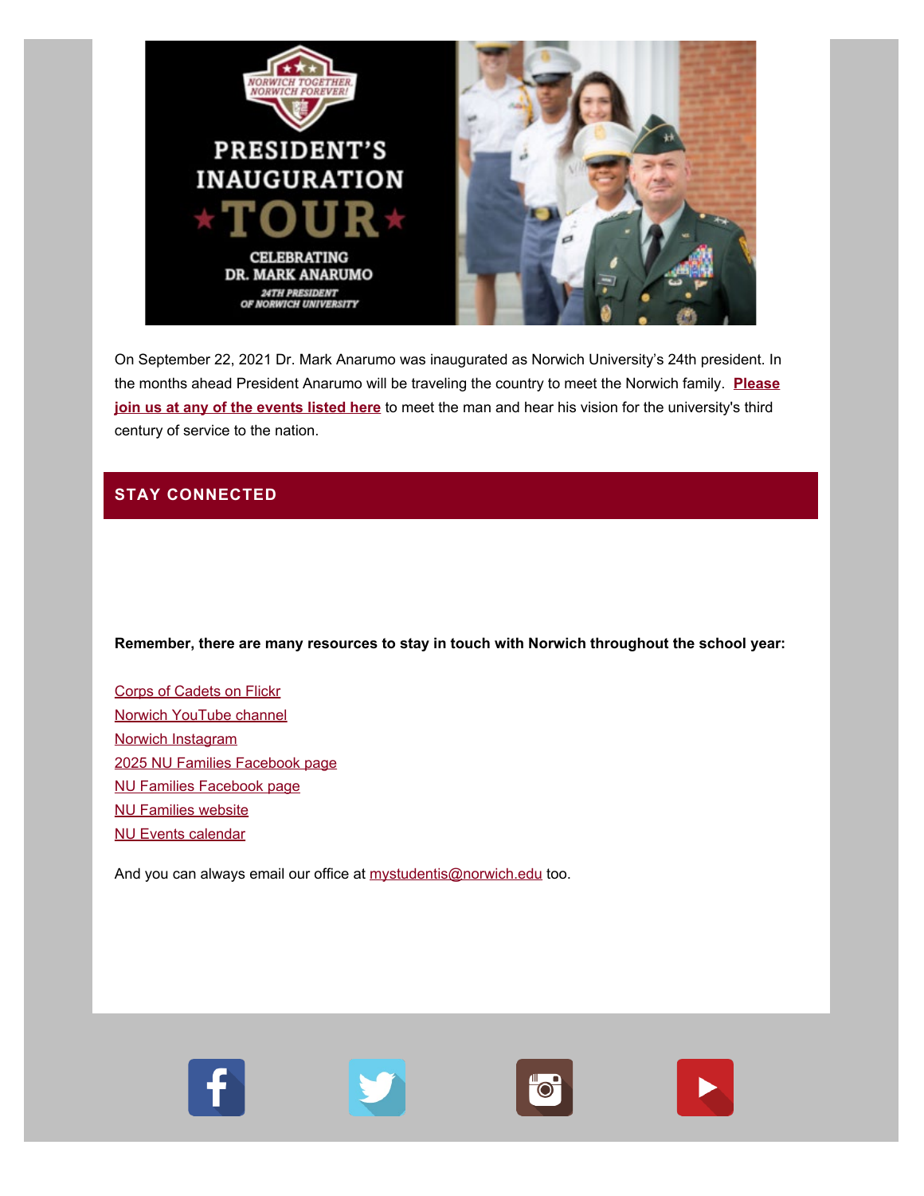On September 22, 2021 Dr. Mark Anarumo was inaugurated as Norwich University's 24th president. In the months ahead President Anarumo will be traveling the country to meet the Norwich family. **Please join us at any of the events listed here** to meet the man and hear his vision for the university's third century of service to the nation.

## STAY CONNECTED

**Remember, there are many resources to stay in touch with Norwich throughout the school year:**

Corps of Cadets on Flickr
Norwich YouTube channel
Norwich Instagram
2025 NU Families Facebook page
NU Families Facebook page
NU Families website
NU Events calendar

And you can always email our office at mystudentis@norwich.edu too.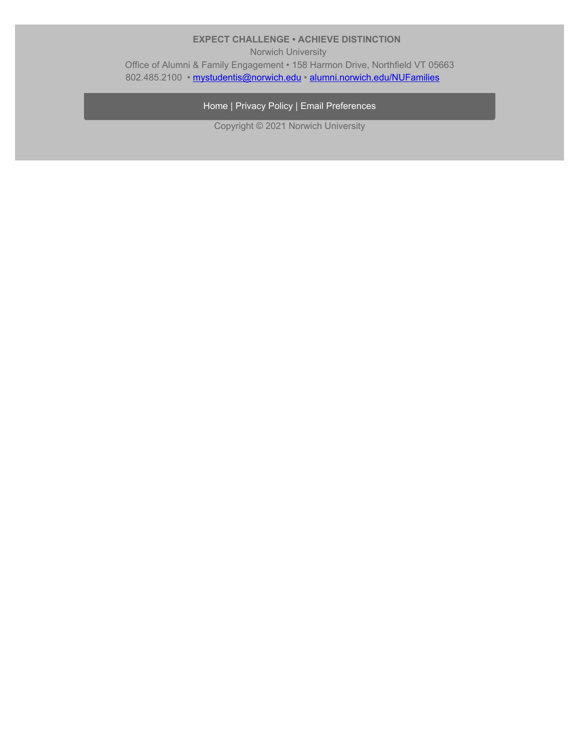**EXPECT CHALLENGE • ACHIEVE DISTINCTION**

Norwich University

Office of Alumni & Family Engagement • 158 Harmon Drive, Northfield VT 05663

802.485.2100 • mystudentis@norwich.edu • alumni.norwich.edu/NUFamilies

Home | Privacy Policy | Email Preferences

Copyright © 2021 Norwich University